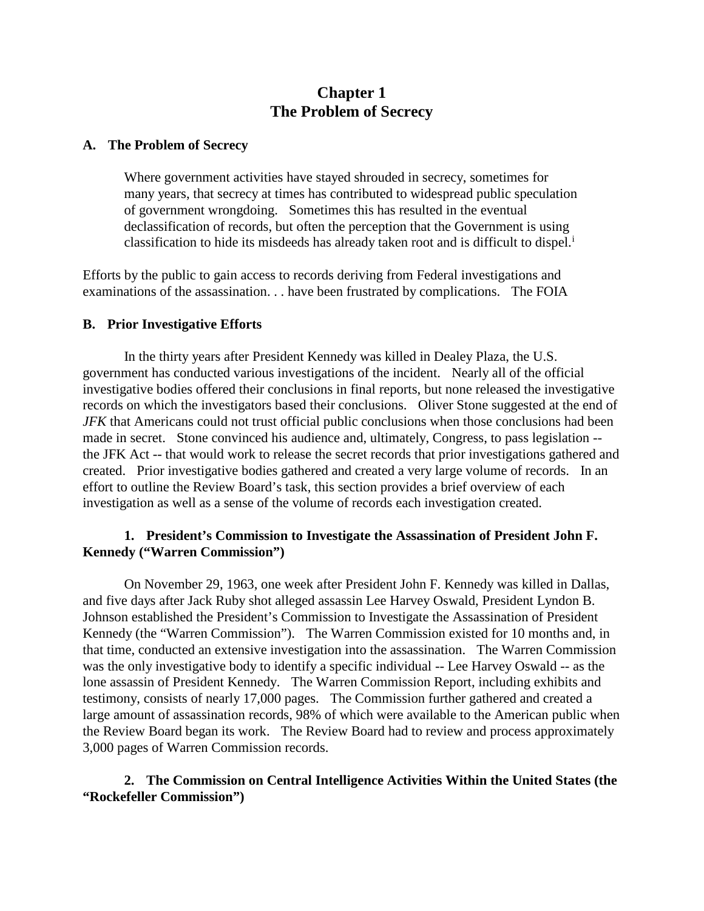# Chapter 1
# The Problem of Secrecy

## A. The Problem of Secrecy

> Where government activities have stayed shrouded in secrecy, sometimes for many years, that secrecy at times has contributed to widespread public speculation of government wrongdoing. Sometimes this has resulted in the eventual declassification of records, but often the perception that the Government is using classification to hide its misdeeds has already taken root and is difficult to dispel.[i]

Efforts by the public to gain access to records deriving from Federal investigations and examinations of the assassination. . . have been frustrated by complications. The FOIA

## B. Prior Investigative Efforts

In the thirty years after President Kennedy was killed in Dealey Plaza, the U.S. government has conducted various investigations of the incident. Nearly all of the official investigative bodies offered their conclusions in final reports, but none released the investigative records on which the investigators based their conclusions. Oliver Stone suggested at the end of *JFK* that Americans could not trust official public conclusions when those conclusions had been made in secret. Stone convinced his audience and, ultimately, Congress, to pass legislation -- the JFK Act -- that would work to release the secret records that prior investigations gathered and created. Prior investigative bodies gathered and created a very large volume of records. In an effort to outline the Review Board's task, this section provides a brief overview of each investigation as well as a sense of the volume of records each investigation created.

### 1. President's Commission to Investigate the Assassination of President John F. Kennedy ("Warren Commission")

On November 29, 1963, one week after President John F. Kennedy was killed in Dallas, and five days after Jack Ruby shot alleged assassin Lee Harvey Oswald, President Lyndon B. Johnson established the President's Commission to Investigate the Assassination of President Kennedy (the "Warren Commission"). The Warren Commission existed for 10 months and, in that time, conducted an extensive investigation into the assassination. The Warren Commission was the only investigative body to identify a specific individual -- Lee Harvey Oswald -- as the lone assassin of President Kennedy. The Warren Commission Report, including exhibits and testimony, consists of nearly 17,000 pages. The Commission further gathered and created a large amount of assassination records, 98% of which were available to the American public when the Review Board began its work. The Review Board had to review and process approximately 3,000 pages of Warren Commission records.

### 2. The Commission on Central Intelligence Activities Within the United States (the "Rockefeller Commission")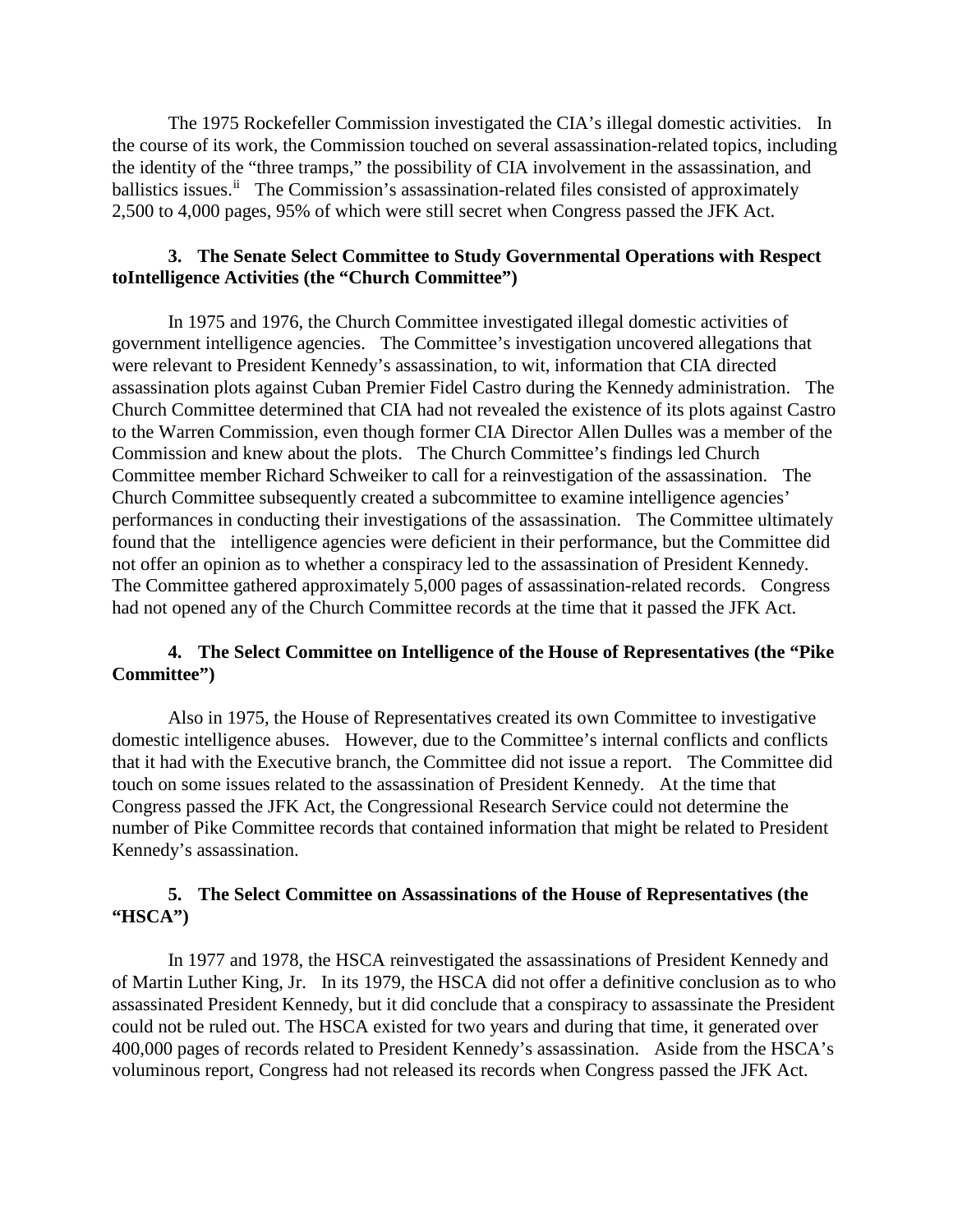The 1975 Rockefeller Commission investigated the CIA's illegal domestic activities. In the course of its work, the Commission touched on several assassination-related topics, including the identity of the "three tramps," the possibility of CIA involvement in the assassination, and ballistics issues.[ii] The Commission's assassination-related files consisted of approximately 2,500 to 4,000 pages, 95% of which were still secret when Congress passed the JFK Act.

### 3. The Senate Select Committee to Study Governmental Operations with Respect toIntelligence Activities (the "Church Committee")

In 1975 and 1976, the Church Committee investigated illegal domestic activities of government intelligence agencies. The Committee's investigation uncovered allegations that were relevant to President Kennedy's assassination, to wit, information that CIA directed assassination plots against Cuban Premier Fidel Castro during the Kennedy administration. The Church Committee determined that CIA had not revealed the existence of its plots against Castro to the Warren Commission, even though former CIA Director Allen Dulles was a member of the Commission and knew about the plots. The Church Committee's findings led Church Committee member Richard Schweiker to call for a reinvestigation of the assassination. The Church Committee subsequently created a subcommittee to examine intelligence agencies' performances in conducting their investigations of the assassination. The Committee ultimately found that the intelligence agencies were deficient in their performance, but the Committee did not offer an opinion as to whether a conspiracy led to the assassination of President Kennedy. The Committee gathered approximately 5,000 pages of assassination-related records. Congress had not opened any of the Church Committee records at the time that it passed the JFK Act.

### 4. The Select Committee on Intelligence of the House of Representatives (the "Pike Committee")

Also in 1975, the House of Representatives created its own Committee to investigative domestic intelligence abuses. However, due to the Committee's internal conflicts and conflicts that it had with the Executive branch, the Committee did not issue a report. The Committee did touch on some issues related to the assassination of President Kennedy. At the time that Congress passed the JFK Act, the Congressional Research Service could not determine the number of Pike Committee records that contained information that might be related to President Kennedy's assassination.

### 5. The Select Committee on Assassinations of the House of Representatives (the "HSCA")

In 1977 and 1978, the HSCA reinvestigated the assassinations of President Kennedy and of Martin Luther King, Jr. In its 1979, the HSCA did not offer a definitive conclusion as to who assassinated President Kennedy, but it did conclude that a conspiracy to assassinate the President could not be ruled out. The HSCA existed for two years and during that time, it generated over 400,000 pages of records related to President Kennedy's assassination. Aside from the HSCA's voluminous report, Congress had not released its records when Congress passed the JFK Act.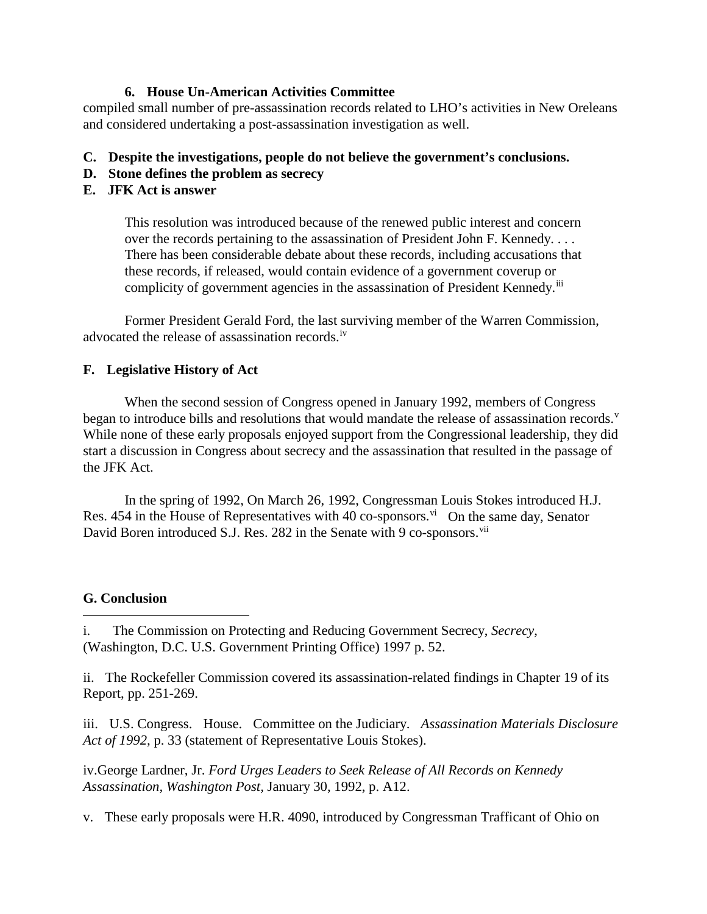**6. House Un-American Activities Committee**

compiled small number of pre-assassination records related to LHO's activities in New Oreleans and considered undertaking a post-assassination investigation as well.

**C. Despite the investigations, people do not believe the government's conclusions.**

**D. Stone defines the problem as secrecy**

**E. JFK Act is answer**

> This resolution was introduced because of the renewed public interest and concern over the records pertaining to the assassination of President John F. Kennedy. . . . There has been considerable debate about these records, including accusations that these records, if released, would contain evidence of a government coverup or complicity of government agencies in the assassination of President Kennedy.[iii]

Former President Gerald Ford, the last surviving member of the Warren Commission, advocated the release of assassination records.[iv]

**F. Legislative History of Act**

When the second session of Congress opened in January 1992, members of Congress began to introduce bills and resolutions that would mandate the release of assassination records.[v] While none of these early proposals enjoyed support from the Congressional leadership, they did start a discussion in Congress about secrecy and the assassination that resulted in the passage of the JFK Act.

In the spring of 1992, On March 26, 1992, Congressman Louis Stokes introduced H.J. Res. 454 in the House of Representatives with 40 co-sponsors.[vi] On the same day, Senator David Boren introduced S.J. Res. 282 in the Senate with 9 co-sponsors.[vii]

**G. Conclusion**

---

i. The Commission on Protecting and Reducing Government Secrecy, *Secrecy*, (Washington, D.C. U.S. Government Printing Office) 1997 p. 52.

ii. The Rockefeller Commission covered its assassination-related findings in Chapter 19 of its Report, pp. 251-269.

iii. U.S. Congress. House. Committee on the Judiciary. *Assassination Materials Disclosure Act of 1992,* p. 33 (statement of Representative Louis Stokes).

iv. George Lardner, Jr. *Ford Urges Leaders to Seek Release of All Records on Kennedy Assassination, Washington Post*, January 30, 1992, p. A12.

v. These early proposals were H.R. 4090, introduced by Congressman Trafficant of Ohio on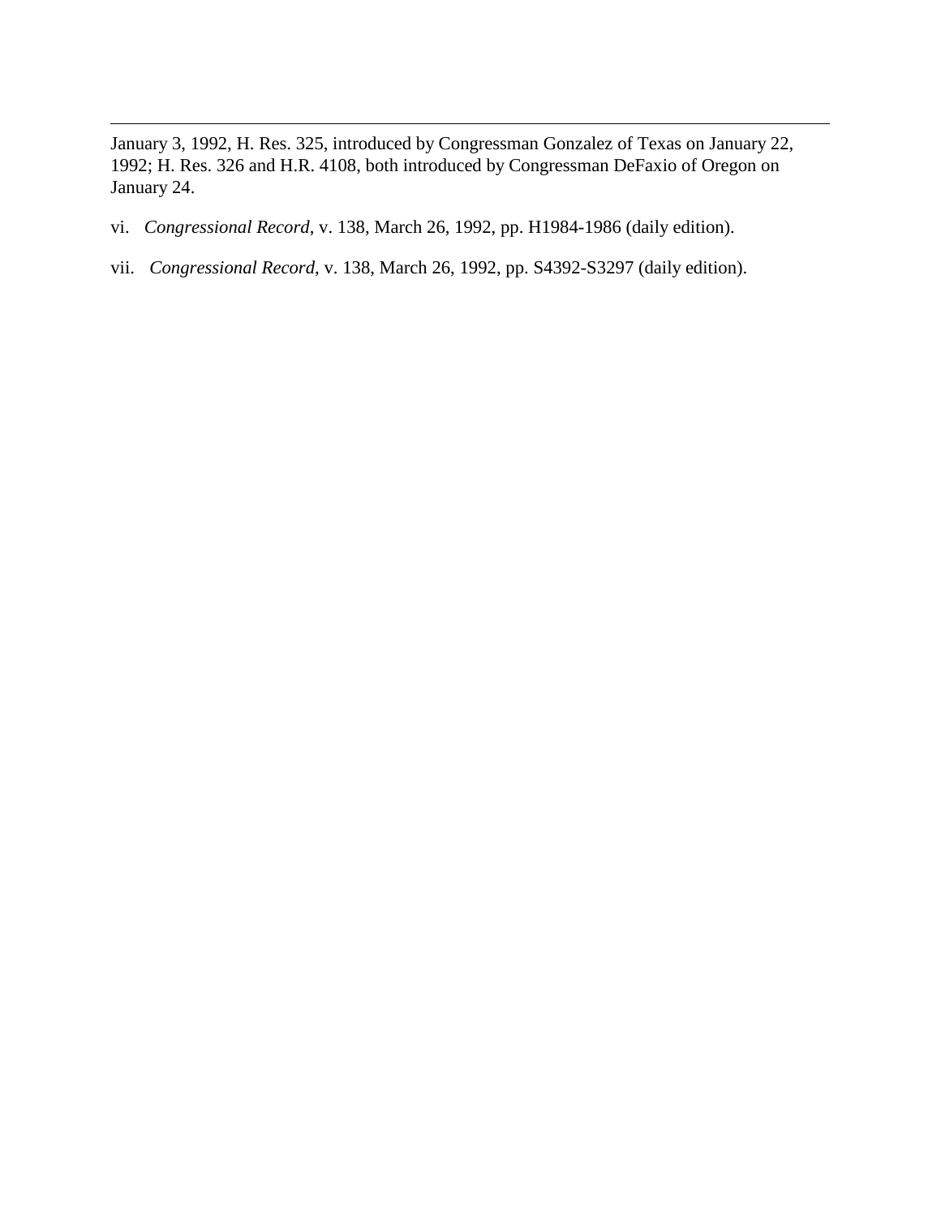January 3, 1992, H. Res. 325, introduced by Congressman Gonzalez of Texas on January 22, 1992; H. Res. 326 and H.R. 4108, both introduced by Congressman DeFaxio of Oregon on January 24.

vi. *Congressional Record*, v. 138, March 26, 1992, pp. H1984-1986 (daily edition).

vii. *Congressional Record*, v. 138, March 26, 1992, pp. S4392-S3297 (daily edition).